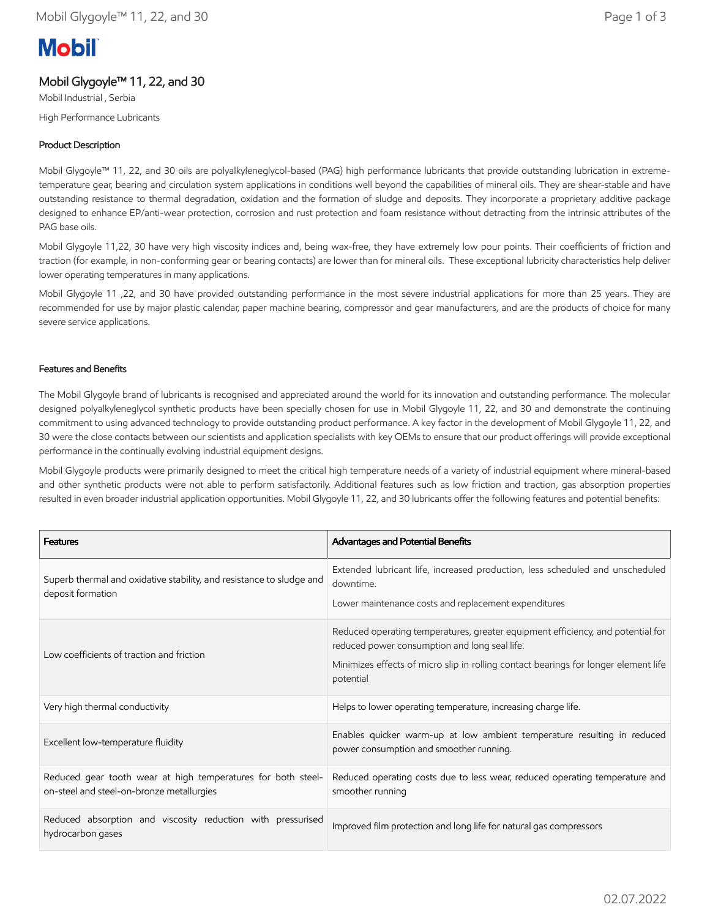# Mobil Glygoyle™ 11, 22, and 30

Mobil Industrial , Serbia

High Performance Lubricants

## Product Description

Mobil Glygoyle™ 11, 22, and 30 oils are polyalkyleneglycol-based (PAG) high performance lubricants that provide outstanding lubrication in extreme-temperature gear, bearing and circulation system applications in conditions well beyond the capabilities of mineral oils. They are shear-stable and have outstanding resistance to thermal degradation, oxidation and the formation of sludge and deposits. They incorporate a proprietary additive package designed to enhance EP/anti-wear protection, corrosion and rust protection and foam resistance without detracting from the intrinsic attributes of the PAG base oils.

Mobil Glygoyle 11,22, 30 have very high viscosity indices and, being wax-free, they have extremely low pour points. Their coefficients of friction and traction (for example, in non-conforming gear or bearing contacts) are lower than for mineral oils. These exceptional lubricity characteristics help deliver lower operating temperatures in many applications.

Mobil Glygoyle 11 ,22, and 30 have provided outstanding performance in the most severe industrial applications for more than 25 years. They are recommended for use by major plastic calendar, paper machine bearing, compressor and gear manufacturers, and are the products of choice for many severe service applications.

## Features and Benefits

The Mobil Glygoyle brand of lubricants is recognised and appreciated around the world for its innovation and outstanding performance. The molecular designed polyalkyleneglycol synthetic products have been specially chosen for use in Mobil Glygoyle 11, 22, and 30 and demonstrate the continuing commitment to using advanced technology to provide outstanding product performance. A key factor in the development of Mobil Glygoyle 11, 22, and 30 were the close contacts between our scientists and application specialists with key OEMs to ensure that our product offerings will provide exceptional performance in the continually evolving industrial equipment designs.

Mobil Glygoyle products were primarily designed to meet the critical high temperature needs of a variety of industrial equipment where mineral-based and other synthetic products were not able to perform satisfactorily. Additional features such as low friction and traction, gas absorption properties resulted in even broader industrial application opportunities. Mobil Glygoyle 11, 22, and 30 lubricants offer the following features and potential benefits:

| Features | Advantages and Potential Benefits |
|---|---|
| Superb thermal and oxidative stability, and resistance to sludge and deposit formation | Extended lubricant life, increased production, less scheduled and unscheduled downtime.<br>Lower maintenance costs and replacement expenditures |
| Low coefficients of traction and friction | Reduced operating temperatures, greater equipment efficiency, and potential for reduced power consumption and long seal life.<br>Minimizes effects of micro slip in rolling contact bearings for longer element life potential |
| Very high thermal conductivity | Helps to lower operating temperature, increasing charge life. |
| Excellent low-temperature fluidity | Enables quicker warm-up at low ambient temperature resulting in reduced power consumption and smoother running. |
| Reduced gear tooth wear at high temperatures for both steel-on-steel and steel-on-bronze metallurgies | Reduced operating costs due to less wear, reduced operating temperature and smoother running |
| Reduced absorption and viscosity reduction with pressurised hydrocarbon gases | Improved film protection and long life for natural gas compressors |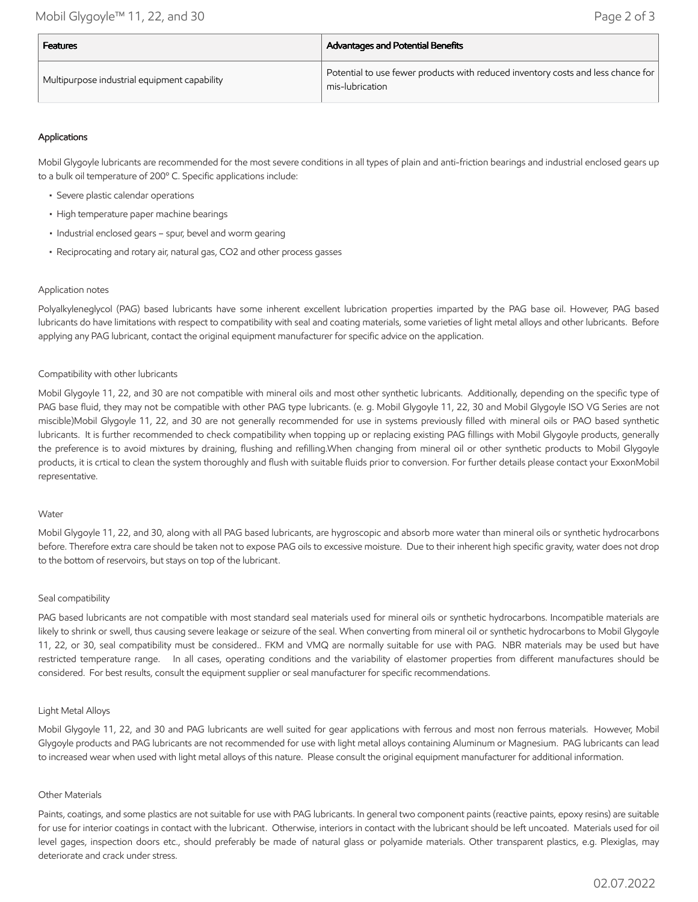| Features | Advantages and Potential Benefits |
| --- | --- |
| Multipurpose industrial equipment capability | Potential to use fewer products with reduced inventory costs and less chance for mis-lubrication |

### Applications

Mobil Glygoyle lubricants are recommended for the most severe conditions in all types of plain and anti-friction bearings and industrial enclosed gears up to a bulk oil temperature of 200° C. Specific applications include:

- Severe plastic calendar operations
- High temperature paper machine bearings
- Industrial enclosed gears – spur, bevel and worm gearing
- Reciprocating and rotary air, natural gas, CO2 and other process gasses

#### Application notes

Polyalkyleneglycol (PAG) based lubricants have some inherent excellent lubrication properties imparted by the PAG base oil. However, PAG based lubricants do have limitations with respect to compatibility with seal and coating materials, some varieties of light metal alloys and other lubricants. Before applying any PAG lubricant, contact the original equipment manufacturer for specific advice on the application.

#### Compatibility with other lubricants

Mobil Glygoyle 11, 22, and 30 are not compatible with mineral oils and most other synthetic lubricants. Additionally, depending on the specific type of PAG base fluid, they may not be compatible with other PAG type lubricants. (e. g. Mobil Glygoyle 11, 22, 30 and Mobil Glygoyle ISO VG Series are not miscible)Mobil Glygoyle 11, 22, and 30 are not generally recommended for use in systems previously filled with mineral oils or PAO based synthetic lubricants. It is further recommended to check compatibility when topping up or replacing existing PAG fillings with Mobil Glygoyle products, generally the preference is to avoid mixtures by draining, flushing and refilling.When changing from mineral oil or other synthetic products to Mobil Glygoyle products, it is crtical to clean the system thoroughly and flush with suitable fluids prior to conversion. For further details please contact your ExxonMobil representative.

#### Water

Mobil Glygoyle 11, 22, and 30, along with all PAG based lubricants, are hygroscopic and absorb more water than mineral oils or synthetic hydrocarbons before. Therefore extra care should be taken not to expose PAG oils to excessive moisture. Due to their inherent high specific gravity, water does not drop to the bottom of reservoirs, but stays on top of the lubricant.

#### Seal compatibility

PAG based lubricants are not compatible with most standard seal materials used for mineral oils or synthetic hydrocarbons. Incompatible materials are likely to shrink or swell, thus causing severe leakage or seizure of the seal. When converting from mineral oil or synthetic hydrocarbons to Mobil Glygoyle 11, 22, or 30, seal compatibility must be considered.. FKM and VMQ are normally suitable for use with PAG. NBR materials may be used but have restricted temperature range. In all cases, operating conditions and the variability of elastomer properties from different manufactures should be considered. For best results, consult the equipment supplier or seal manufacturer for specific recommendations.

#### Light Metal Alloys

Mobil Glygoyle 11, 22, and 30 and PAG lubricants are well suited for gear applications with ferrous and most non ferrous materials. However, Mobil Glygoyle products and PAG lubricants are not recommended for use with light metal alloys containing Aluminum or Magnesium. PAG lubricants can lead to increased wear when used with light metal alloys of this nature. Please consult the original equipment manufacturer for additional information.

#### Other Materials

Paints, coatings, and some plastics are not suitable for use with PAG lubricants. In general two component paints (reactive paints, epoxy resins) are suitable for use for interior coatings in contact with the lubricant. Otherwise, interiors in contact with the lubricant should be left uncoated. Materials used for oil level gages, inspection doors etc., should preferably be made of natural glass or polyamide materials. Other transparent plastics, e.g. Plexiglas, may deteriorate and crack under stress.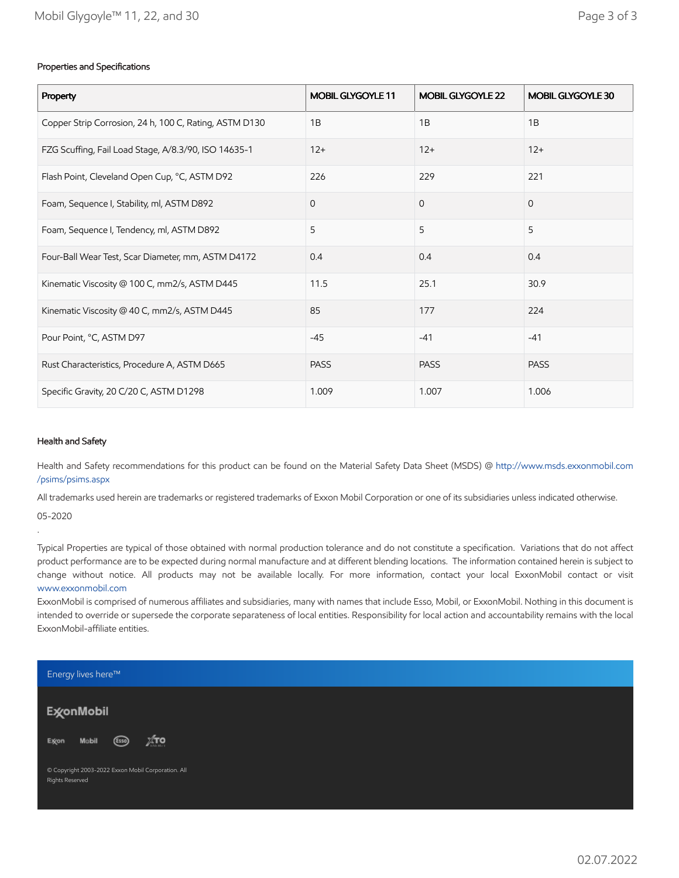## Properties and Specifications

| Property | MOBIL GLYGOYLE 11 | MOBIL GLYGOYLE 22 | MOBIL GLYGOYLE 30 |
|---|---|---|---|
| Copper Strip Corrosion, 24 h, 100 C, Rating, ASTM D130 | 1B | 1B | 1B |
| FZG Scuffing, Fail Load Stage, A/8.3/90, ISO 14635-1 | 12+ | 12+ | 12+ |
| Flash Point, Cleveland Open Cup, °C, ASTM D92 | 226 | 229 | 221 |
| Foam, Sequence I, Stability, ml, ASTM D892 | 0 | 0 | 0 |
| Foam, Sequence I, Tendency, ml, ASTM D892 | 5 | 5 | 5 |
| Four-Ball Wear Test, Scar Diameter, mm, ASTM D4172 | 0.4 | 0.4 | 0.4 |
| Kinematic Viscosity @ 100 C, mm2/s, ASTM D445 | 11.5 | 25.1 | 30.9 |
| Kinematic Viscosity @ 40 C, mm2/s, ASTM D445 | 85 | 177 | 224 |
| Pour Point, °C, ASTM D97 | -45 | -41 | -41 |
| Rust Characteristics, Procedure A, ASTM D665 | PASS | PASS | PASS |
| Specific Gravity, 20 C/20 C, ASTM D1298 | 1.009 | 1.007 | 1.006 |

## Health and Safety

Health and Safety recommendations for this product can be found on the Material Safety Data Sheet (MSDS) @ http://www.msds.exxonmobil.com/psims/psims.aspx

All trademarks used herein are trademarks or registered trademarks of Exxon Mobil Corporation or one of its subsidiaries unless indicated otherwise.

05-2020

.

Typical Properties are typical of those obtained with normal production tolerance and do not constitute a specification. Variations that do not affect product performance are to be expected during normal manufacture and at different blending locations. The information contained herein is subject to change without notice. All products may not be available locally. For more information, contact your local ExxonMobil contact or visit www.exxonmobil.com

ExxonMobil is comprised of numerous affiliates and subsidiaries, many with names that include Esso, Mobil, or ExxonMobil. Nothing in this document is intended to override or supersede the corporate separateness of local entities. Responsibility for local action and accountability remains with the local ExxonMobil-affiliate entities.

Energy lives here™

ExxonMobil

Exxon Mobil Esso XTO

© Copyright 2003-2022 Exxon Mobil Corporation. All Rights Reserved

02.07.2022